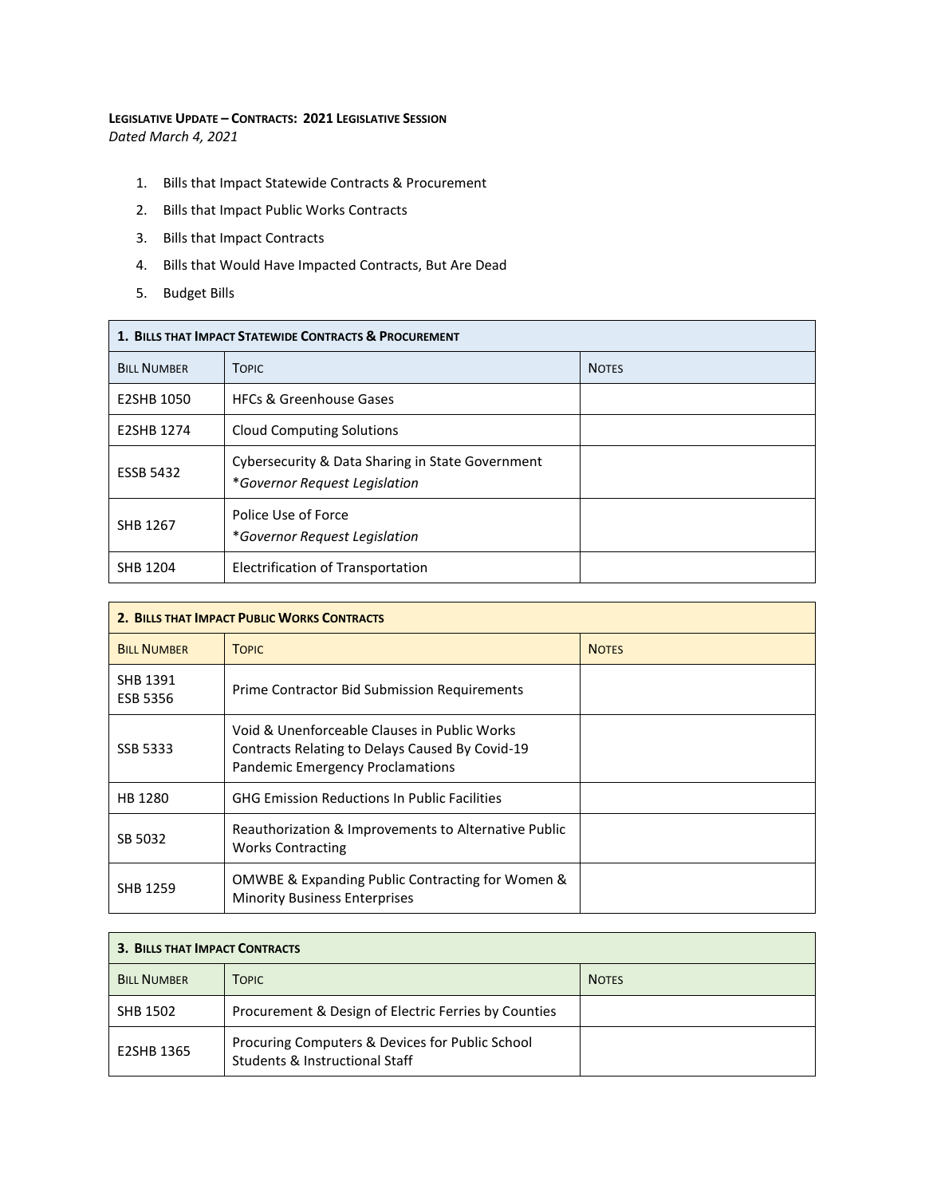**Legislative Update – Contracts: 2021 Legislative Session**
*Dated March 4, 2021*

1. Bills that Impact Statewide Contracts & Procurement
2. Bills that Impact Public Works Contracts
3. Bills that Impact Contracts
4. Bills that Would Have Impacted Contracts, But Are Dead
5. Budget Bills

| **1. Bills that Impact Statewide Contracts & Procurement** | | |
|---|---|---|
| Bill Number | Topic | Notes |
| E2SHB 1050 | HFCs & Greenhouse Gases | |
| E2SHB 1274 | Cloud Computing Solutions | |
| ESSB 5432 | Cybersecurity & Data Sharing in State Government *\*Governor Request Legislation* | |
| SHB 1267 | Police Use of Force *\*Governor Request Legislation* | |
| SHB 1204 | Electrification of Transportation | |

| **2. Bills that Impact Public Works Contracts** | | |
|---|---|---|
| Bill Number | Topic | Notes |
| SHB 1391 ESB 5356 | Prime Contractor Bid Submission Requirements | |
| SSB 5333 | Void & Unenforceable Clauses in Public Works Contracts Relating to Delays Caused By Covid-19 Pandemic Emergency Proclamations | |
| HB 1280 | GHG Emission Reductions In Public Facilities | |
| SB 5032 | Reauthorization & Improvements to Alternative Public Works Contracting | |
| SHB 1259 | OMWBE & Expanding Public Contracting for Women & Minority Business Enterprises | |

| **3. Bills that Impact Contracts** | | |
|---|---|---|
| Bill Number | Topic | Notes |
| SHB 1502 | Procurement & Design of Electric Ferries by Counties | |
| E2SHB 1365 | Procuring Computers & Devices for Public School Students & Instructional Staff | |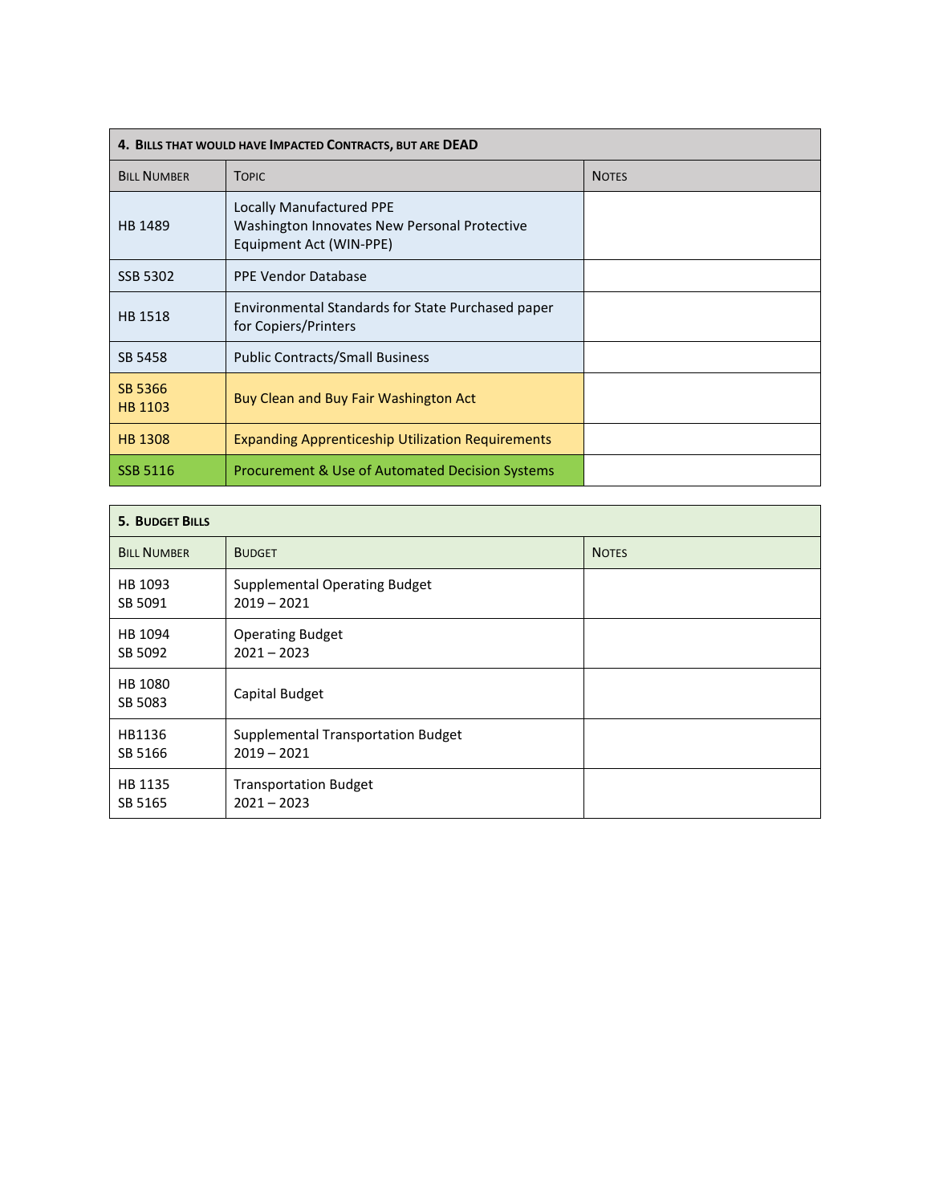| 4. Bills that would have Impacted Contracts, but are DEAD | | |
|---|---|---|
| Bill Number | Topic | Notes |
| HB 1489 | Locally Manufactured PPE<br>Washington Innovates New Personal Protective Equipment Act (WIN-PPE) | |
| SSB 5302 | PPE Vendor Database | |
| HB 1518 | Environmental Standards for State Purchased paper for Copiers/Printers | |
| SB 5458 | Public Contracts/Small Business | |
| SB 5366<br>HB 1103 | Buy Clean and Buy Fair Washington Act | |
| HB 1308 | Expanding Apprenticeship Utilization Requirements | |
| SSB 5116 | Procurement & Use of Automated Decision Systems | |

| 5. Budget Bills | | |
|---|---|---|
| Bill Number | Budget | Notes |
| HB 1093<br>SB 5091 | Supplemental Operating Budget<br>2019 – 2021 | |
| HB 1094<br>SB 5092 | Operating Budget<br>2021 – 2023 | |
| HB 1080<br>SB 5083 | Capital Budget | |
| HB1136<br>SB 5166 | Supplemental Transportation Budget<br>2019 – 2021 | |
| HB 1135<br>SB 5165 | Transportation Budget<br>2021 – 2023 | |